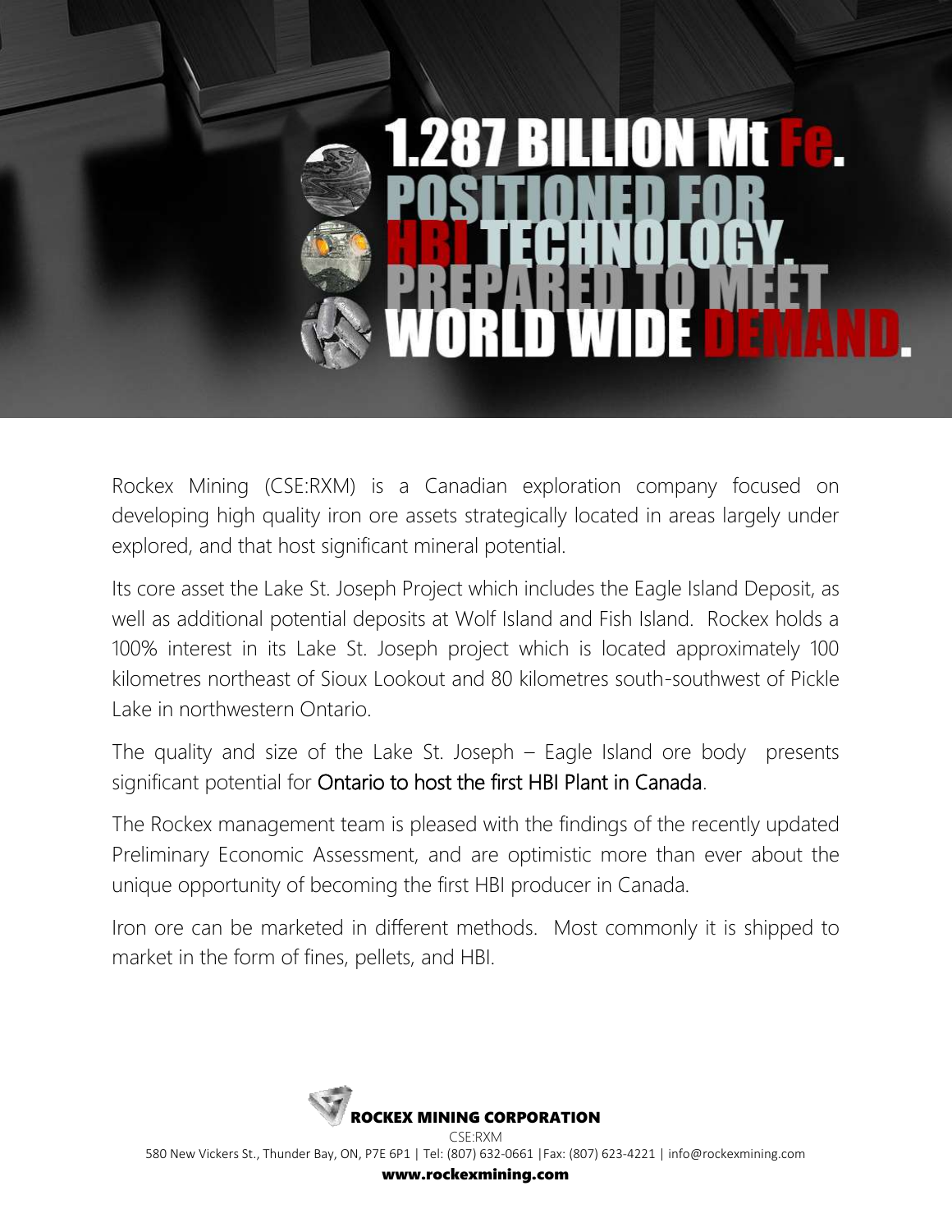# 1.287 BILLION Mt Fe. POSITIONED FOR HBI TECHNOLOGY. PREPARED TO MEET WORLD WIDE DEMAND.

Rockex Mining (CSE:RXM) is a Canadian exploration company focused on developing high quality iron ore assets strategically located in areas largely under explored, and that host significant mineral potential.

Its core asset the Lake St. Joseph Project which includes the Eagle Island Deposit, as well as additional potential deposits at Wolf Island and Fish Island. Rockex holds a 100% interest in its Lake St. Joseph project which is located approximately 100 kilometres northeast of Sioux Lookout and 80 kilometres south-southwest of Pickle Lake in northwestern Ontario.

The quality and size of the Lake St. Joseph – Eagle Island ore body presents significant potential for Ontario to host the first HBI Plant in Canada.

The Rockex management team is pleased with the findings of the recently updated Preliminary Economic Assessment, and are optimistic more than ever about the unique opportunity of becoming the first HBI producer in Canada.

Iron ore can be marketed in different methods. Most commonly it is shipped to market in the form of fines, pellets, and HBI.

**ROCKEX MINING CORPORATION**
CSE:RXM
580 New Vickers St., Thunder Bay, ON, P7E 6P1 | Tel: (807) 632-0661 | Fax: (807) 623-4221 | info@rockexmining.com
**www.rockexmining.com**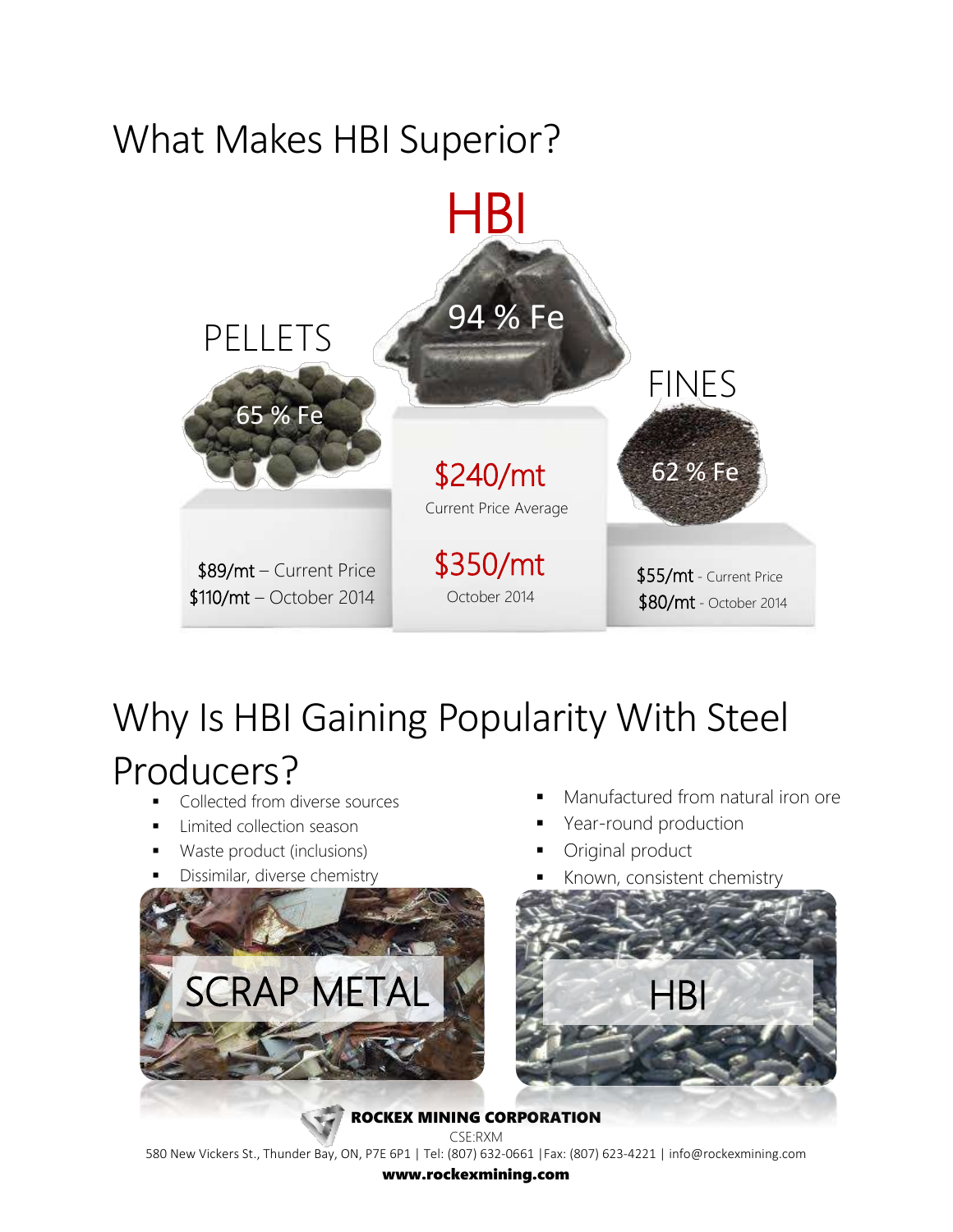# What Makes HBI Superior?

**HBI**

94 % Fe

$240/mt
Current Price Average

$350/mt
October 2014

**PELLETS**

65 % Fe

$89/mt – Current Price
$110/mt – October 2014

**FINES**

62 % Fe

$55/mt - Current Price
$80/mt - October 2014

# Why Is HBI Gaining Popularity With Steel Producers?

**SCRAP METAL**

- Collected from diverse sources
- Limited collection season
- Waste product (inclusions)
- Dissimilar, diverse chemistry

**HBI**

- Manufactured from natural iron ore
- Year-round production
- Original product
- Known, consistent chemistry

**ROCKEX MINING CORPORATION**
CSE:RXM
580 New Vickers St., Thunder Bay, ON, P7E 6P1 | Tel: (807) 632-0661 |Fax: (807) 623-4221 | info@rockexmining.com
**www.rockexmining.com**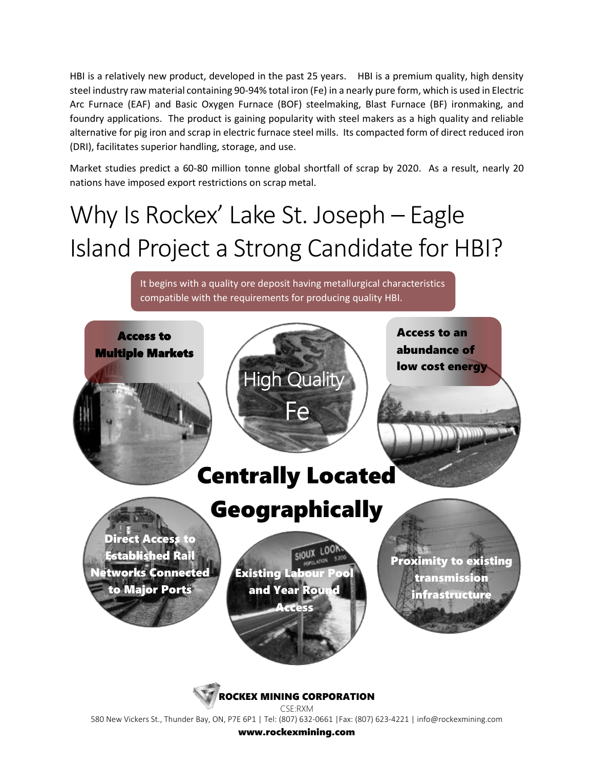HBI is a relatively new product, developed in the past 25 years. HBI is a premium quality, high density steel industry raw material containing 90-94% total iron (Fe) in a nearly pure form, which is used in Electric Arc Furnace (EAF) and Basic Oxygen Furnace (BOF) steelmaking, Blast Furnace (BF) ironmaking, and foundry applications. The product is gaining popularity with steel makers as a high quality and reliable alternative for pig iron and scrap in electric furnace steel mills. Its compacted form of direct reduced iron (DRI), facilitates superior handling, storage, and use.

Market studies predict a 60-80 million tonne global shortfall of scrap by 2020. As a result, nearly 20 nations have imposed export restrictions on scrap metal.

# Why Is Rockex' Lake St. Joseph – Eagle Island Project a Strong Candidate for HBI?

It begins with a quality ore deposit having metallurgical characteristics compatible with the requirements for producing quality HBI.

**Access to Multiple Markets**

High Quality Fe

**Access to an abundance of low cost energy**

**Centrally Located Geographically**

**Direct Access to Established Rail Networks Connected to Major Ports**

**Existing Labour Pool and Year Round Access**

**Proximity to existing transmission infrastructure**

**ROCKEX MINING CORPORATION**

CSE:RXM

580 New Vickers St., Thunder Bay, ON, P7E 6P1 | Tel: (807) 632-0661 | Fax: (807) 623-4221 | info@rockexmining.com

**www.rockexmining.com**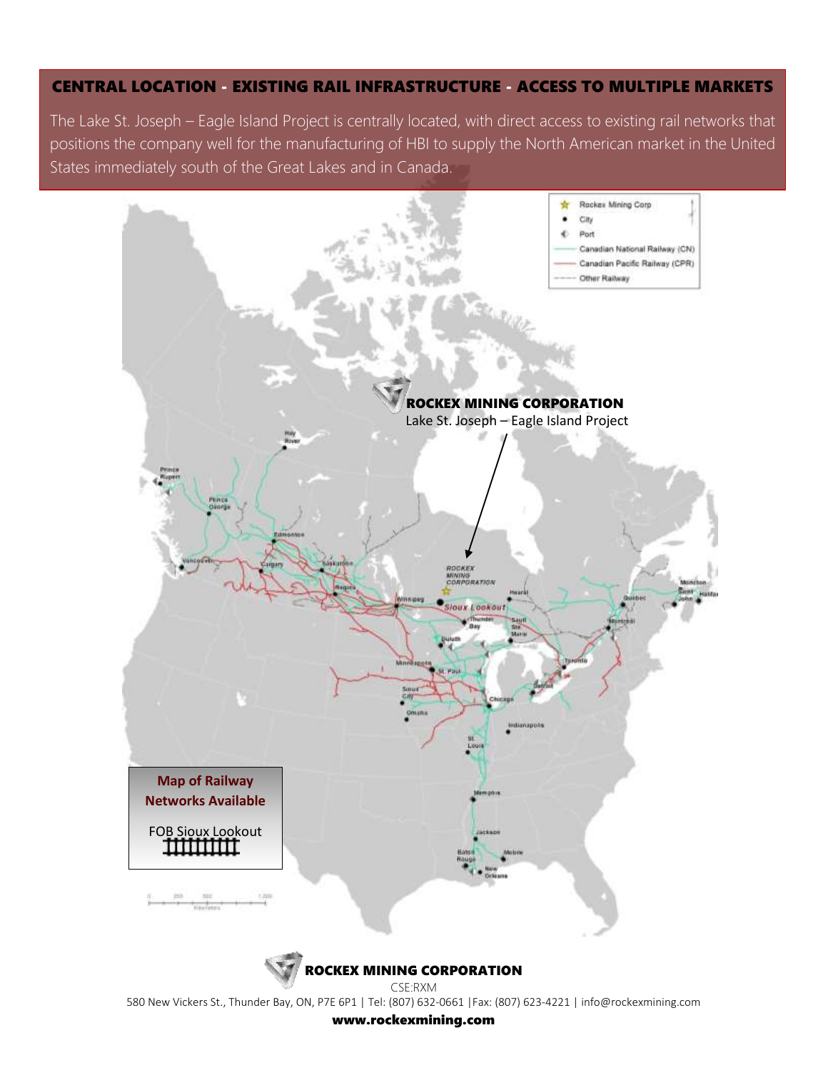## CENTRAL LOCATION - EXISTING RAIL INFRASTRUCTURE - ACCESS TO MULTIPLE MARKETS

The Lake St. Joseph – Eagle Island Project is centrally located, with direct access to existing rail networks that positions the company well for the manufacturing of HBI to supply the North American market in the United States immediately south of the Great Lakes and in Canada.

Rockex Mining Corp
City
Port
Canadian National Railway (CN)
Canadian Pacific Railway (CPR)
Other Railway

**ROCKEX MINING CORPORATION**
Lake St. Joseph – Eagle Island Project

ROCKEX MINING CORPORATION
Sioux Lookout

Hay River
Prince Rupert
Prince George
Edmonton
Vancouver
Calgary
Saskatoon
Regina
Winnipeg
Thunder Bay
Hearst
Sault Ste. Marie
Duluth
Minneapolis
St. Paul
Sioux City
Omaha
Chicago
Toronto
Detroit
Indianapolis
St. Louis
Memphis
Jackson
Baton Rouge
Mobile
New Orleans
Quebec
Montreal
Moncton
Saint John
Halifax

**Map of Railway Networks Available**

FOB Sioux Lookout

**ROCKEX MINING CORPORATION**
CSE:RXM
580 New Vickers St., Thunder Bay, ON, P7E 6P1 | Tel: (807) 632-0661 | Fax: (807) 623-4221 | info@rockexmining.com
**www.rockexmining.com**